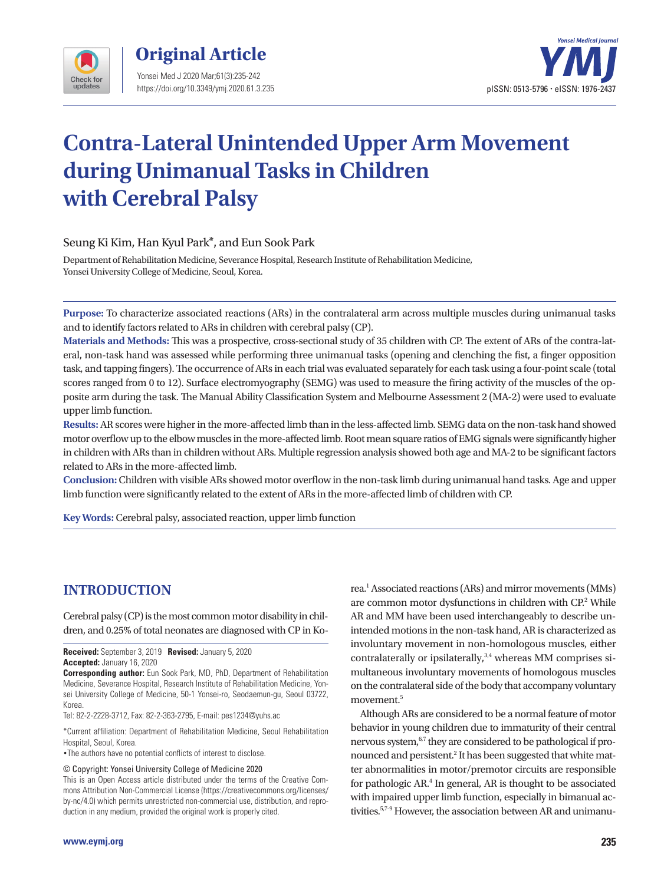# Contra-Lateral Unintended Upper Arm Movement during Unimanual Tasks in Children with Cerebral Palsy

Seung Ki Kim, Han Kyul Park*, and Eun Sook Park

Department of Rehabilitation Medicine, Severance Hospital, Research Institute of Rehabilitation Medicine, Yonsei University College of Medicine, Seoul, Korea.

**Purpose:** To characterize associated reactions (ARs) in the contralateral arm across multiple muscles during unimanual tasks and to identify factors related to ARs in children with cerebral palsy (CP).

**Materials and Methods:** This was a prospective, cross-sectional study of 35 children with CP. The extent of ARs of the contra-lateral, non-task hand was assessed while performing three unimanual tasks (opening and clenching the fist, a finger opposition task, and tapping fingers). The occurrence of ARs in each trial was evaluated separately for each task using a four-point scale (total scores ranged from 0 to 12). Surface electromyography (SEMG) was used to measure the firing activity of the muscles of the opposite arm during the task. The Manual Ability Classification System and Melbourne Assessment 2 (MA-2) were used to evaluate upper limb function.

**Results:** AR scores were higher in the more-affected limb than in the less-affected limb. SEMG data on the non-task hand showed motor overflow up to the elbow muscles in the more-affected limb. Root mean square ratios of EMG signals were significantly higher in children with ARs than in children without ARs. Multiple regression analysis showed both age and MA-2 to be significant factors related to ARs in the more-affected limb.

**Conclusion:** Children with visible ARs showed motor overflow in the non-task limb during unimanual hand tasks. Age and upper limb function were significantly related to the extent of ARs in the more-affected limb of children with CP.

**Key Words:** Cerebral palsy, associated reaction, upper limb function

## INTRODUCTION

Cerebral palsy (CP) is the most common motor disability in children, and 0.25% of total neonates are diagnosed with CP in Korea.[1] Associated reactions (ARs) and mirror movements (MMs) are common motor dysfunctions in children with CP.[2] While AR and MM have been used interchangeably to describe unintended motions in the non-task hand, AR is characterized as involuntary movement in non-homologous muscles, either contralaterally or ipsilaterally,[3,4] whereas MM comprises simultaneous involuntary movements of homologous muscles on the contralateral side of the body that accompany voluntary movement.[5]

Although ARs are considered to be a normal feature of motor behavior in young children due to immaturity of their central nervous system,[6,7] they are considered to be pathological if pronounced and persistent.[2] It has been suggested that white matter abnormalities in motor/premotor circuits are responsible for pathologic AR.[4] In general, AR is thought to be associated with impaired upper limb function, especially in bimanual activities.[5,7-9] However, the association between AR and unimanu-

**Received:** September 3, 2019 **Revised:** January 5, 2020
**Accepted:** January 16, 2020

**Corresponding author:** Eun Sook Park, MD, PhD, Department of Rehabilitation Medicine, Severance Hospital, Research Institute of Rehabilitation Medicine, Yonsei University College of Medicine, 50-1 Yonsei-ro, Seodaemun-gu, Seoul 03722, Korea.
Tel: 82-2-2228-3712, Fax: 82-2-363-2795, E-mail: pes1234@yuhs.ac

*Current affiliation: Department of Rehabilitation Medicine, Seoul Rehabilitation Hospital, Seoul, Korea.

•The authors have no potential conflicts of interest to disclose.

© Copyright: Yonsei University College of Medicine 2020

This is an Open Access article distributed under the terms of the Creative Commons Attribution Non-Commercial License (https://creativecommons.org/licenses/by-nc/4.0) which permits unrestricted non-commercial use, distribution, and reproduction in any medium, provided the original work is properly cited.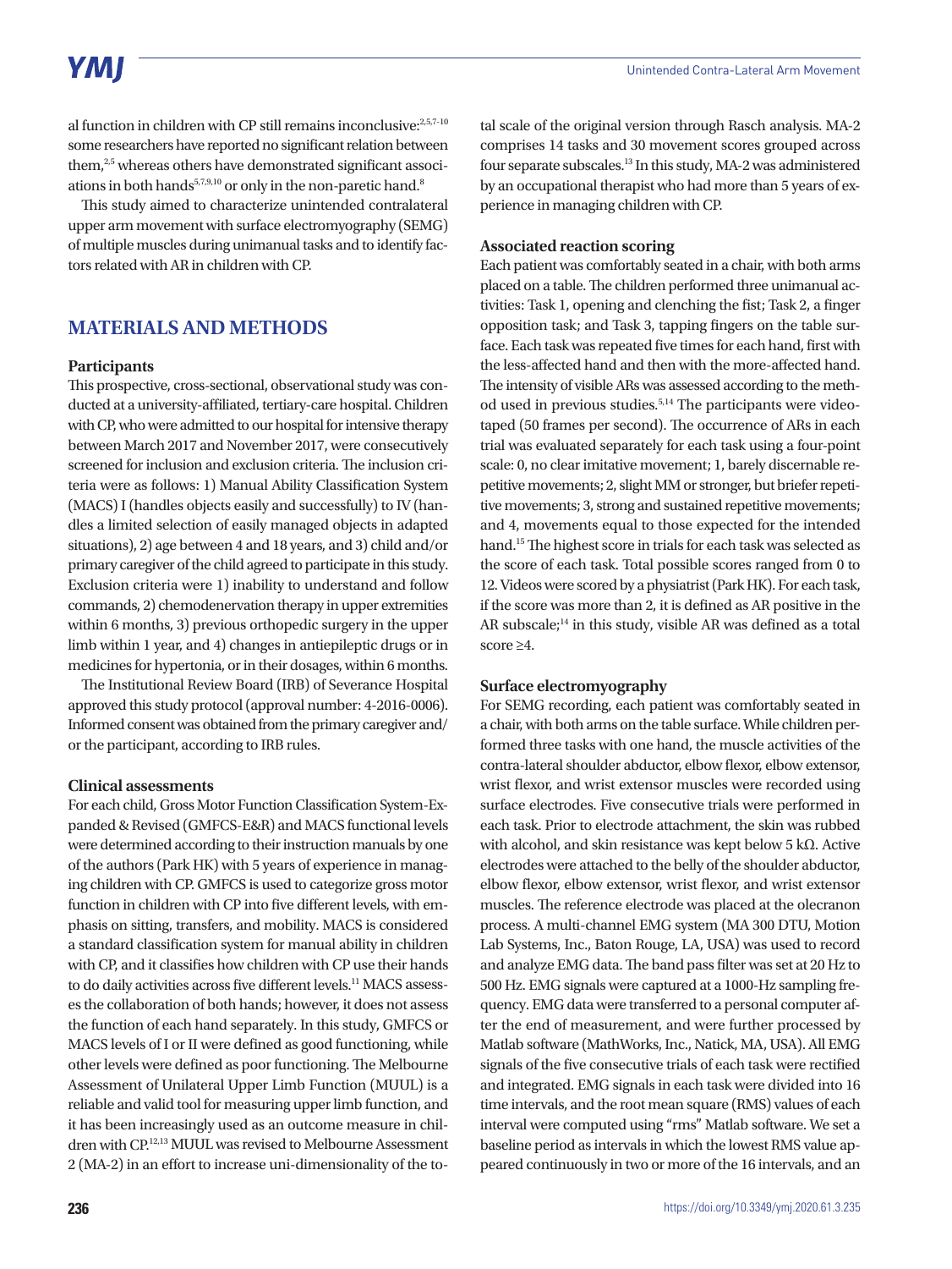al function in children with CP still remains inconclusive:[2,5,7-10] some researchers have reported no significant relation between them,[2,5] whereas others have demonstrated significant associations in both hands[5,7,9,10] or only in the non-paretic hand.[8]

This study aimed to characterize unintended contralateral upper arm movement with surface electromyography (SEMG) of multiple muscles during unimanual tasks and to identify factors related with AR in children with CP.

## MATERIALS AND METHODS

### Participants

This prospective, cross-sectional, observational study was conducted at a university-affiliated, tertiary-care hospital. Children with CP, who were admitted to our hospital for intensive therapy between March 2017 and November 2017, were consecutively screened for inclusion and exclusion criteria. The inclusion criteria were as follows: 1) Manual Ability Classification System (MACS) I (handles objects easily and successfully) to IV (handles a limited selection of easily managed objects in adapted situations), 2) age between 4 and 18 years, and 3) child and/or primary caregiver of the child agreed to participate in this study. Exclusion criteria were 1) inability to understand and follow commands, 2) chemodenervation therapy in upper extremities within 6 months, 3) previous orthopedic surgery in the upper limb within 1 year, and 4) changes in antiepileptic drugs or in medicines for hypertonia, or in their dosages, within 6 months.

The Institutional Review Board (IRB) of Severance Hospital approved this study protocol (approval number: 4-2016-0006). Informed consent was obtained from the primary caregiver and/or the participant, according to IRB rules.

### Clinical assessments

For each child, Gross Motor Function Classification System-Expanded & Revised (GMFCS-E&R) and MACS functional levels were determined according to their instruction manuals by one of the authors (Park HK) with 5 years of experience in managing children with CP. GMFCS is used to categorize gross motor function in children with CP into five different levels, with emphasis on sitting, transfers, and mobility. MACS is considered a standard classification system for manual ability in children with CP, and it classifies how children with CP use their hands to do daily activities across five different levels.[11] MACS assesses the collaboration of both hands; however, it does not assess the function of each hand separately. In this study, GMFCS or MACS levels of I or II were defined as good functioning, while other levels were defined as poor functioning. The Melbourne Assessment of Unilateral Upper Limb Function (MUUL) is a reliable and valid tool for measuring upper limb function, and it has been increasingly used as an outcome measure in children with CP.[12,13] MUUL was revised to Melbourne Assessment 2 (MA-2) in an effort to increase uni-dimensionality of the total scale of the original version through Rasch analysis. MA-2 comprises 14 tasks and 30 movement scores grouped across four separate subscales.[13] In this study, MA-2 was administered by an occupational therapist who had more than 5 years of experience in managing children with CP.

### Associated reaction scoring

Each patient was comfortably seated in a chair, with both arms placed on a table. The children performed three unimanual activities: Task 1, opening and clenching the fist; Task 2, a finger opposition task; and Task 3, tapping fingers on the table surface. Each task was repeated five times for each hand, first with the less-affected hand and then with the more-affected hand. The intensity of visible ARs was assessed according to the method used in previous studies.[5,14] The participants were videotaped (50 frames per second). The occurrence of ARs in each trial was evaluated separately for each task using a four-point scale: 0, no clear imitative movement; 1, barely discernable repetitive movements; 2, slight MM or stronger, but briefer repetitive movements; 3, strong and sustained repetitive movements; and 4, movements equal to those expected for the intended hand.[15] The highest score in trials for each task was selected as the score of each task. Total possible scores ranged from 0 to 12. Videos were scored by a physiatrist (Park HK). For each task, if the score was more than 2, it is defined as AR positive in the AR subscale;[14] in this study, visible AR was defined as a total score ≥4.

### Surface electromyography

For SEMG recording, each patient was comfortably seated in a chair, with both arms on the table surface. While children performed three tasks with one hand, the muscle activities of the contra-lateral shoulder abductor, elbow flexor, elbow extensor, wrist flexor, and wrist extensor muscles were recorded using surface electrodes. Five consecutive trials were performed in each task. Prior to electrode attachment, the skin was rubbed with alcohol, and skin resistance was kept below 5 kΩ. Active electrodes were attached to the belly of the shoulder abductor, elbow flexor, elbow extensor, wrist flexor, and wrist extensor muscles. The reference electrode was placed at the olecranon process. A multi-channel EMG system (MA 300 DTU, Motion Lab Systems, Inc., Baton Rouge, LA, USA) was used to record and analyze EMG data. The band pass filter was set at 20 Hz to 500 Hz. EMG signals were captured at a 1000-Hz sampling frequency. EMG data were transferred to a personal computer after the end of measurement, and were further processed by Matlab software (MathWorks, Inc., Natick, MA, USA). All EMG signals of the five consecutive trials of each task were rectified and integrated. EMG signals in each task were divided into 16 time intervals, and the root mean square (RMS) values of each interval were computed using "rms" Matlab software. We set a baseline period as intervals in which the lowest RMS value appeared continuously in two or more of the 16 intervals, and an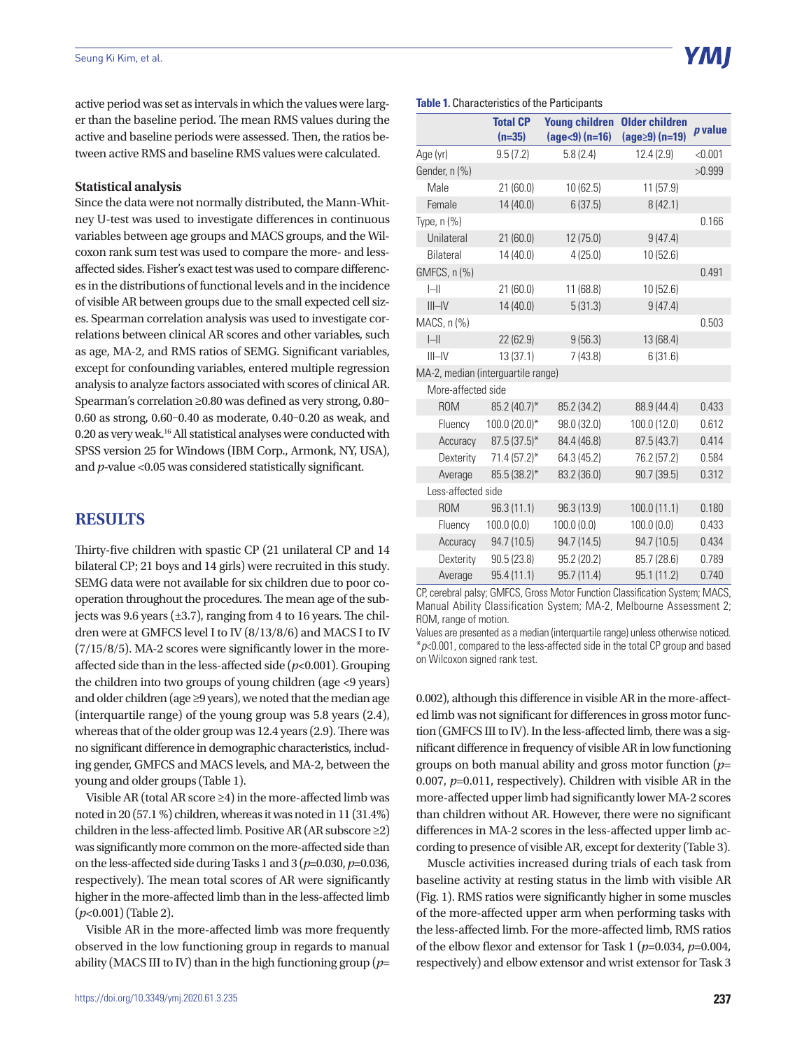active period was set as intervals in which the values were larger than the baseline period. The mean RMS values during the active and baseline periods were assessed. Then, the ratios between active RMS and baseline RMS values were calculated.

### Statistical analysis

Since the data were not normally distributed, the Mann-Whitney U-test was used to investigate differences in continuous variables between age groups and MACS groups, and the Wilcoxon rank sum test was used to compare the more- and less-affected sides. Fisher's exact test was used to compare differences in the distributions of functional levels and in the incidence of visible AR between groups due to the small expected cell sizes. Spearman correlation analysis was used to investigate correlations between clinical AR scores and other variables, such as age, MA-2, and RMS ratios of SEMG. Significant variables, except for confounding variables, entered multiple regression analysis to analyze factors associated with scores of clinical AR. Spearman's correlation ≥0.80 was defined as very strong, 0.80–0.60 as strong, 0.60–0.40 as moderate, 0.40–0.20 as weak, and 0.20 as very weak.[16] All statistical analyses were conducted with SPSS version 25 for Windows (IBM Corp., Armonk, NY, USA), and *p*-value <0.05 was considered statistically significant.

## RESULTS

Thirty-five children with spastic CP (21 unilateral CP and 14 bilateral CP; 21 boys and 14 girls) were recruited in this study. SEMG data were not available for six children due to poor cooperation throughout the procedures. The mean age of the subjects was 9.6 years (±3.7), ranging from 4 to 16 years. The children were at GMFCS level I to IV (8/13/8/6) and MACS I to IV (7/15/8/5). MA-2 scores were significantly lower in the more-affected side than in the less-affected side (*p*<0.001). Grouping the children into two groups of young children (age <9 years) and older children (age ≥9 years), we noted that the median age (interquartile range) of the young group was 5.8 years (2.4), whereas that of the older group was 12.4 years (2.9). There was no significant difference in demographic characteristics, including gender, GMFCS and MACS levels, and MA-2, between the young and older groups (Table 1).

Visible AR (total AR score ≥4) in the more-affected limb was noted in 20 (57.1 %) children, whereas it was noted in 11 (31.4%) children in the less-affected limb. Positive AR (AR subscore ≥2) was significantly more common on the more-affected side than on the less-affected side during Tasks 1 and 3 (*p*=0.030, *p*=0.036, respectively). The mean total scores of AR were significantly higher in the more-affected limb than in the less-affected limb (*p*<0.001) (Table 2).

Visible AR in the more-affected limb was more frequently observed in the low functioning group in regards to manual ability (MACS III to IV) than in the high functioning group (*p*=0.002), although this difference in visible AR in the more-affected limb was not significant for differences in gross motor function (GMFCS III to IV). In the less-affected limb, there was a significant difference in frequency of visible AR in low functioning groups on both manual ability and gross motor function (*p*=0.007, *p*=0.011, respectively). Children with visible AR in the more-affected upper limb had significantly lower MA-2 scores than children without AR. However, there were no significant differences in MA-2 scores in the less-affected upper limb according to presence of visible AR, except for dexterity (Table 3).

Muscle activities increased during trials of each task from baseline activity at resting status in the limb with visible AR (Fig. 1). RMS ratios were significantly higher in some muscles of the more-affected upper arm when performing tasks with the less-affected limb. For the more-affected limb, RMS ratios of the elbow flexor and extensor for Task 1 (*p*=0.034, *p*=0.004, respectively) and elbow extensor and wrist extensor for Task 3

**Table 1.** Characteristics of the Participants

| | Total CP (n=35) | Young children (age<9) (n=16) | Older children (age≥9) (n=19) | *p* value |
|---|---|---|---|---|
| Age (yr) | 9.5 (7.2) | 5.8 (2.4) | 12.4 (2.9) | <0.001 |
| Gender, n (%) | | | | >0.999 |
| Male | 21 (60.0) | 10 (62.5) | 11 (57.9) | |
| Female | 14 (40.0) | 6 (37.5) | 8 (42.1) | |
| Type, n (%) | | | | 0.166 |
| Unilateral | 21 (60.0) | 12 (75.0) | 9 (47.4) | |
| Bilateral | 14 (40.0) | 4 (25.0) | 10 (52.6) | |
| GMFCS, n (%) | | | | 0.491 |
| I–II | 21 (60.0) | 11 (68.8) | 10 (52.6) | |
| III–IV | 14 (40.0) | 5 (31.3) | 9 (47.4) | |
| MACS, n (%) | | | | 0.503 |
| I–II | 22 (62.9) | 9 (56.3) | 13 (68.4) | |
| III–IV | 13 (37.1) | 7 (43.8) | 6 (31.6) | |
| MA-2, median (interquartile range) | | | | |
| More-affected side | | | | |
| ROM | 85.2 (40.7)* | 85.2 (34.2) | 88.9 (44.4) | 0.433 |
| Fluency | 100.0 (20.0)* | 98.0 (32.0) | 100.0 (12.0) | 0.612 |
| Accuracy | 87.5 (37.5)* | 84.4 (46.8) | 87.5 (43.7) | 0.414 |
| Dexterity | 71.4 (57.2)* | 64.3 (45.2) | 76.2 (57.2) | 0.584 |
| Average | 85.5 (38.2)* | 83.2 (36.0) | 90.7 (39.5) | 0.312 |
| Less-affected side | | | | |
| ROM | 96.3 (11.1) | 96.3 (13.9) | 100.0 (11.1) | 0.180 |
| Fluency | 100.0 (0.0) | 100.0 (0.0) | 100.0 (0.0) | 0.433 |
| Accuracy | 94.7 (10.5) | 94.7 (14.5) | 94.7 (10.5) | 0.434 |
| Dexterity | 90.5 (23.8) | 95.2 (20.2) | 85.7 (28.6) | 0.789 |
| Average | 95.4 (11.1) | 95.7 (11.4) | 95.1 (11.2) | 0.740 |

CP, cerebral palsy; GMFCS, Gross Motor Function Classification System; MACS, Manual Ability Classification System; MA-2, Melbourne Assessment 2; ROM, range of motion.

Values are presented as a median (interquartile range) unless otherwise noticed.
*$p$<0.001, compared to the less-affected side in the total CP group and based on Wilcoxon signed rank test.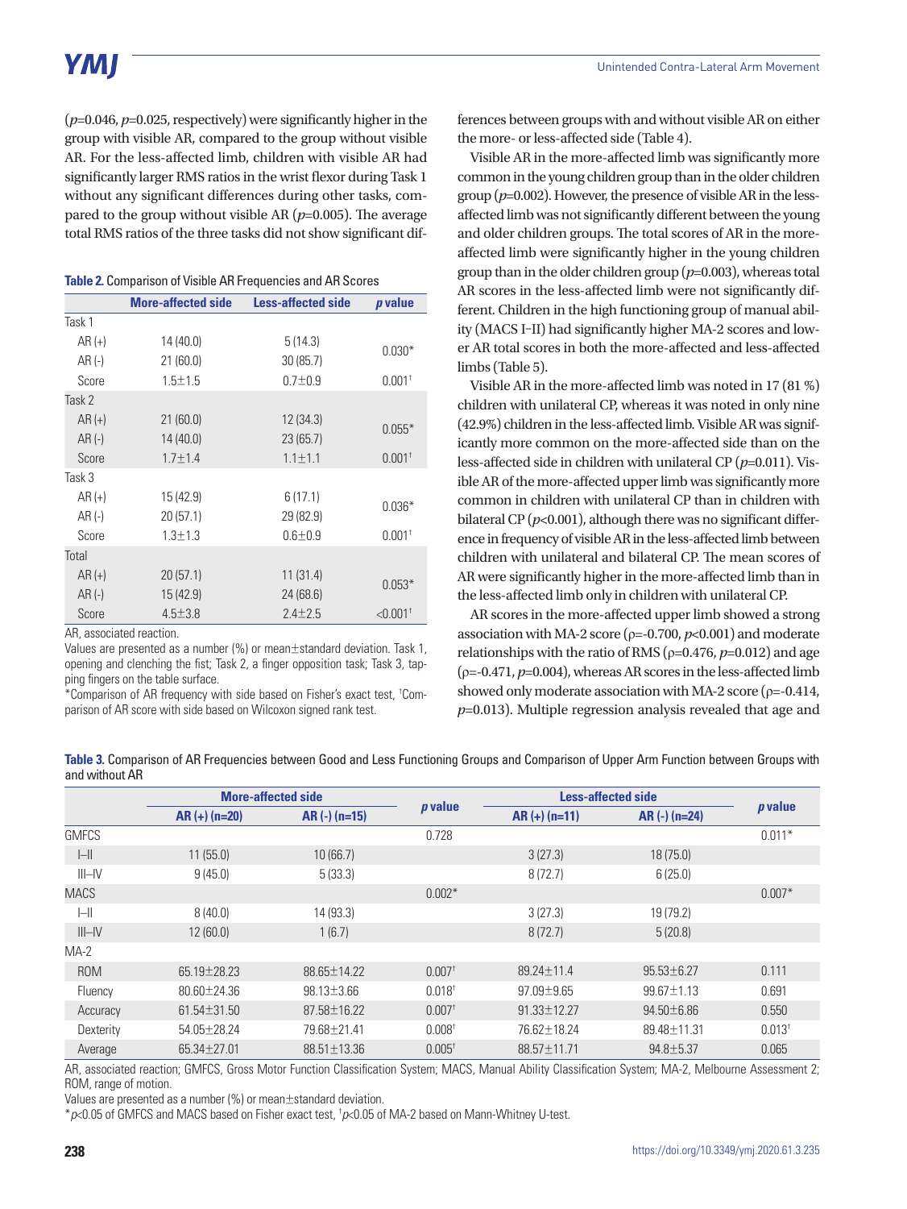($p$=0.046, $p$=0.025, respectively) were significantly higher in the group with visible AR, compared to the group without visible AR. For the less-affected limb, children with visible AR had significantly larger RMS ratios in the wrist flexor during Task 1 without any significant differences during other tasks, compared to the group without visible AR ($p$=0.005). The average total RMS ratios of the three tasks did not show significant differences between groups with and without visible AR on either the more- or less-affected side (Table 4).

**Table 2.** Comparison of Visible AR Frequencies and AR Scores

| | More-affected side | Less-affected side | *p* value |
|---|---|---|---|
| Task 1 | | | |
| AR (+) | 14 (40.0) | 5 (14.3) | 0.030* |
| AR (-) | 21 (60.0) | 30 (85.7) | |
| Score | 1.5±1.5 | 0.7±0.9 | 0.001† |
| Task 2 | | | |
| AR (+) | 21 (60.0) | 12 (34.3) | 0.055* |
| AR (-) | 14 (40.0) | 23 (65.7) | |
| Score | 1.7±1.4 | 1.1±1.1 | 0.001† |
| Task 3 | | | |
| AR (+) | 15 (42.9) | 6 (17.1) | 0.036* |
| AR (-) | 20 (57.1) | 29 (82.9) | |
| Score | 1.3±1.3 | 0.6±0.9 | 0.001† |
| Total | | | |
| AR (+) | 20 (57.1) | 11 (31.4) | 0.053* |
| AR (-) | 15 (42.9) | 24 (68.6) | |
| Score | 4.5±3.8 | 2.4±2.5 | <0.001† |

AR, associated reaction.
Values are presented as a number (%) or mean±standard deviation. Task 1, opening and clenching the fist; Task 2, a finger opposition task; Task 3, tapping fingers on the table surface.
*Comparison of AR frequency with side based on Fisher's exact test, †Comparison of AR score with side based on Wilcoxon signed rank test.

Visible AR in the more-affected limb was significantly more common in the young children group than in the older children group ($p$=0.002). However, the presence of visible AR in the less-affected limb was not significantly different between the young and older children groups. The total scores of AR in the more-affected limb were significantly higher in the young children group than in the older children group ($p$=0.003), whereas total AR scores in the less-affected limb were not significantly different. Children in the high functioning group of manual ability (MACS I–II) had significantly higher MA-2 scores and lower AR total scores in both the more-affected and less-affected limbs (Table 5).

Visible AR in the more-affected limb was noted in 17 (81 %) children with unilateral CP, whereas it was noted in only nine (42.9%) children in the less-affected limb. Visible AR was significantly more common on the more-affected side than on the less-affected side in children with unilateral CP ($p$=0.011). Visible AR of the more-affected upper limb was significantly more common in children with unilateral CP than in children with bilateral CP ($p$<0.001), although there was no significant difference in frequency of visible AR in the less-affected limb between children with unilateral and bilateral CP. The mean scores of AR were significantly higher in the more-affected limb than in the less-affected limb only in children with unilateral CP.

AR scores in the more-affected upper limb showed a strong association with MA-2 score (ρ=-0.700, $p$<0.001) and moderate relationships with the ratio of RMS (ρ=0.476, $p$=0.012) and age (ρ=-0.471, $p$=0.004), whereas AR scores in the less-affected limb showed only moderate association with MA-2 score (ρ=-0.414, $p$=0.013). Multiple regression analysis revealed that age and

**Table 3.** Comparison of AR Frequencies between Good and Less Functioning Groups and Comparison of Upper Arm Function between Groups with and without AR

| | More-affected side | | *p* value | Less-affected side | | *p* value |
|---|---|---|---|---|---|---|
| | AR (+) (n=20) | AR (-) (n=15) | | AR (+) (n=11) | AR (-) (n=24) | |
| GMFCS | | | 0.728 | | | 0.011* |
| I–II | 11 (55.0) | 10 (66.7) | | 3 (27.3) | 18 (75.0) | |
| III–IV | 9 (45.0) | 5 (33.3) | | 8 (72.7) | 6 (25.0) | |
| MACS | | | 0.002* | | | 0.007* |
| I–II | 8 (40.0) | 14 (93.3) | | 3 (27.3) | 19 (79.2) | |
| III–IV | 12 (60.0) | 1 (6.7) | | 8 (72.7) | 5 (20.8) | |
| MA-2 | | | | | | |
| ROM | 65.19±28.23 | 88.65±14.22 | 0.007† | 89.24±11.4 | 95.53±6.27 | 0.111 |
| Fluency | 80.60±24.36 | 98.13±3.66 | 0.018† | 97.09±9.65 | 99.67±1.13 | 0.691 |
| Accuracy | 61.54±31.50 | 87.58±16.22 | 0.007† | 91.33±12.27 | 94.50±6.86 | 0.550 |
| Dexterity | 54.05±28.24 | 79.68±21.41 | 0.008† | 76.62±18.24 | 89.48±11.31 | 0.013† |
| Average | 65.34±27.01 | 88.51±13.36 | 0.005† | 88.57±11.71 | 94.8±5.37 | 0.065 |

AR, associated reaction; GMFCS, Gross Motor Function Classification System; MACS, Manual Ability Classification System; MA-2, Melbourne Assessment 2; ROM, range of motion.
Values are presented as a number (%) or mean±standard deviation.
*$p$<0.05 of GMFCS and MACS based on Fisher exact test, †$p$<0.05 of MA-2 based on Mann-Whitney U-test.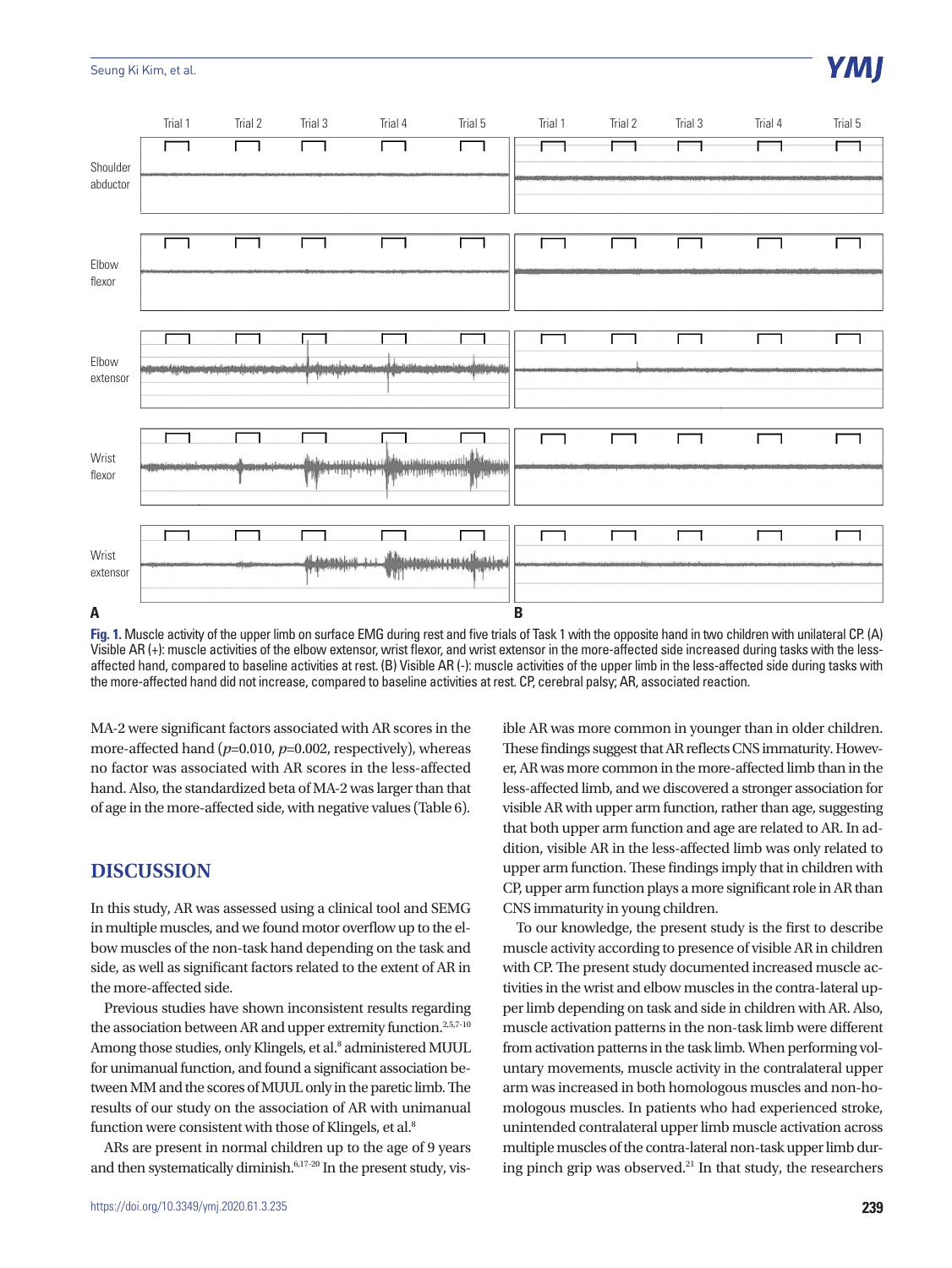**Fig. 1.** Muscle activity of the upper limb on surface EMG during rest and five trials of Task 1 with the opposite hand in two children with unilateral CP. (A) Visible AR (+): muscle activities of the elbow extensor, wrist flexor, and wrist extensor in the more-affected side increased during tasks with the less-affected hand, compared to baseline activities at rest. (B) Visible AR (-): muscle activities of the upper limb in the less-affected side during tasks with the more-affected hand did not increase, compared to baseline activities at rest. CP, cerebral palsy; AR, associated reaction.

MA-2 were significant factors associated with AR scores in the more-affected hand ($p$=0.010, $p$=0.002, respectively), whereas no factor was associated with AR scores in the less-affected hand. Also, the standardized beta of MA-2 was larger than that of age in the more-affected side, with negative values (Table 6).

## DISCUSSION

In this study, AR was assessed using a clinical tool and SEMG in multiple muscles, and we found motor overflow up to the elbow muscles of the non-task hand depending on the task and side, as well as significant factors related to the extent of AR in the more-affected side.

Previous studies have shown inconsistent results regarding the association between AR and upper extremity function.[2,5,7-10] Among those studies, only Klingels, et al.[8] administered MUUL for unimanual function, and found a significant association between MM and the scores of MUUL only in the paretic limb. The results of our study on the association of AR with unimanual function were consistent with those of Klingels, et al.[8]

ARs are present in normal children up to the age of 9 years and then systematically diminish.[6,17-20] In the present study, visible AR was more common in younger than in older children. These findings suggest that AR reflects CNS immaturity. However, AR was more common in the more-affected limb than in the less-affected limb, and we discovered a stronger association for visible AR with upper arm function, rather than age, suggesting that both upper arm function and age are related to AR. In addition, visible AR in the less-affected limb was only related to upper arm function. These findings imply that in children with CP, upper arm function plays a more significant role in AR than CNS immaturity in young children.

To our knowledge, the present study is the first to describe muscle activity according to presence of visible AR in children with CP. The present study documented increased muscle activities in the wrist and elbow muscles in the contra-lateral upper limb depending on task and side in children with AR. Also, muscle activation patterns in the non-task limb were different from activation patterns in the task limb. When performing voluntary movements, muscle activity in the contralateral upper arm was increased in both homologous muscles and non-homologous muscles. In patients who had experienced stroke, unintended contralateral upper limb muscle activation across multiple muscles of the contra-lateral non-task upper limb during pinch grip was observed.[21] In that study, the researchers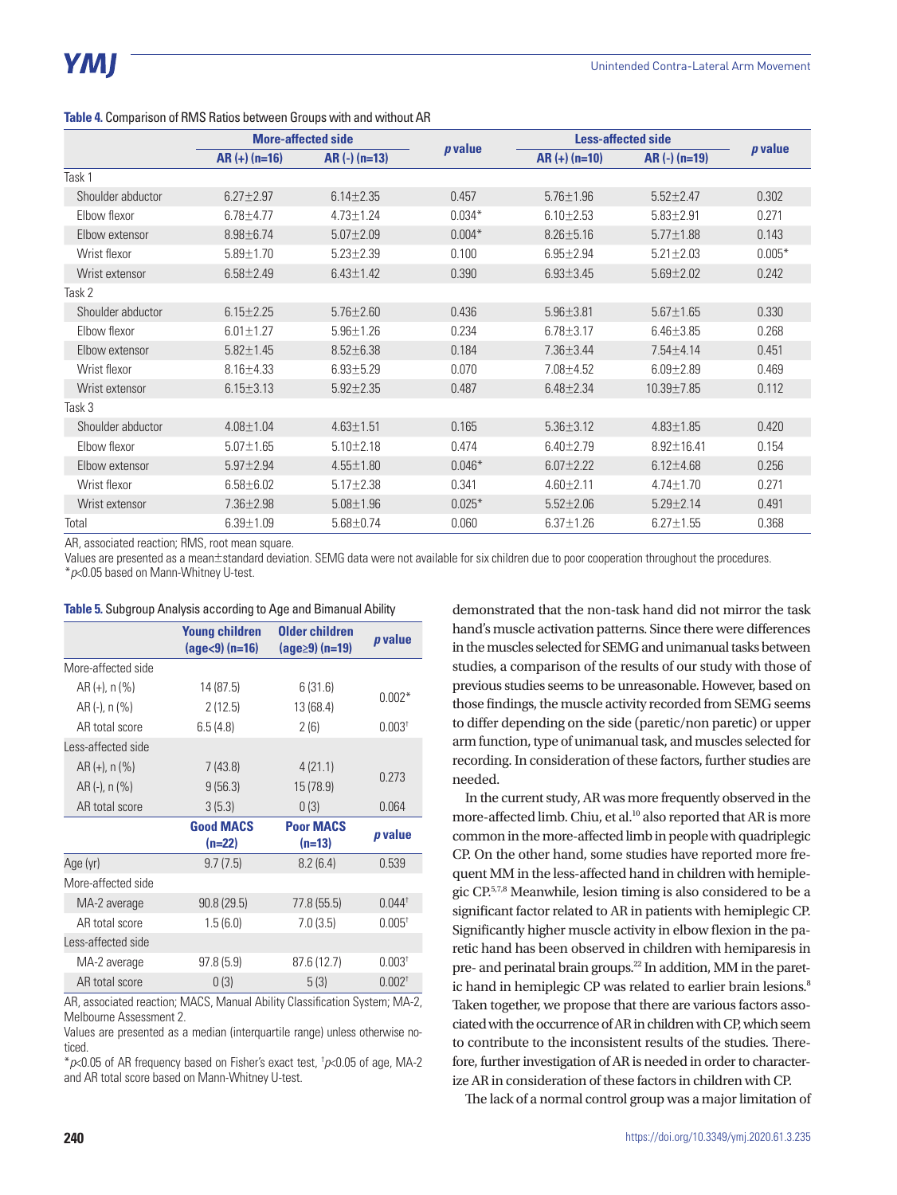**Table 4.** Comparison of RMS Ratios between Groups with and without AR

| | More-affected side | | *p* value | Less-affected side | | *p* value |
|---|---|---|---|---|---|---|
| | AR (+) (n=16) | AR (-) (n=13) | | AR (+) (n=10) | AR (-) (n=19) | |
| Task 1 | | | | | | |
| Shoulder abductor | 6.27±2.97 | 6.14±2.35 | 0.457 | 5.76±1.96 | 5.52±2.47 | 0.302 |
| Elbow flexor | 6.78±4.77 | 4.73±1.24 | 0.034* | 6.10±2.53 | 5.83±2.91 | 0.271 |
| Elbow extensor | 8.98±6.74 | 5.07±2.09 | 0.004* | 8.26±5.16 | 5.77±1.88 | 0.143 |
| Wrist flexor | 5.89±1.70 | 5.23±2.39 | 0.100 | 6.95±2.94 | 5.21±2.03 | 0.005* |
| Wrist extensor | 6.58±2.49 | 6.43±1.42 | 0.390 | 6.93±3.45 | 5.69±2.02 | 0.242 |
| Task 2 | | | | | | |
| Shoulder abductor | 6.15±2.25 | 5.76±2.60 | 0.436 | 5.96±3.81 | 5.67±1.65 | 0.330 |
| Elbow flexor | 6.01±1.27 | 5.96±1.26 | 0.234 | 6.78±3.17 | 6.46±3.85 | 0.268 |
| Elbow extensor | 5.82±1.45 | 8.52±6.38 | 0.184 | 7.36±3.44 | 7.54±4.14 | 0.451 |
| Wrist flexor | 8.16±4.33 | 6.93±5.29 | 0.070 | 7.08±4.52 | 6.09±2.89 | 0.469 |
| Wrist extensor | 6.15±3.13 | 5.92±2.35 | 0.487 | 6.48±2.34 | 10.39±7.85 | 0.112 |
| Task 3 | | | | | | |
| Shoulder abductor | 4.08±1.04 | 4.63±1.51 | 0.165 | 5.36±3.12 | 4.83±1.85 | 0.420 |
| Elbow flexor | 5.07±1.65 | 5.10±2.18 | 0.474 | 6.40±2.79 | 8.92±16.41 | 0.154 |
| Elbow extensor | 5.97±2.94 | 4.55±1.80 | 0.046* | 6.07±2.22 | 6.12±4.68 | 0.256 |
| Wrist flexor | 6.58±6.02 | 5.17±2.38 | 0.341 | 4.60±2.11 | 4.74±1.70 | 0.271 |
| Wrist extensor | 7.36±2.98 | 5.08±1.96 | 0.025* | 5.52±2.06 | 5.29±2.14 | 0.491 |
| Total | 6.39±1.09 | 5.68±0.74 | 0.060 | 6.37±1.26 | 6.27±1.55 | 0.368 |

AR, associated reaction; RMS, root mean square.
Values are presented as a mean±standard deviation. SEMG data were not available for six children due to poor cooperation throughout the procedures.
*$p$<0.05 based on Mann-Whitney U-test.

**Table 5.** Subgroup Analysis according to Age and Bimanual Ability

| | Young children (age<9) (n=16) | Older children (age≥9) (n=19) | *p* value |
|---|---|---|---|
| More-affected side | | | |
| AR (+), n (%) | 14 (87.5) | 6 (31.6) | 0.002* |
| AR (-), n (%) | 2 (12.5) | 13 (68.4) | |
| AR total score | 6.5 (4.8) | 2 (6) | 0.003† |
| Less-affected side | | | |
| AR (+), n (%) | 7 (43.8) | 4 (21.1) | 0.273 |
| AR (-), n (%) | 9 (56.3) | 15 (78.9) | |
| AR total score | 3 (5.3) | 0 (3) | 0.064 |
| | **Good MACS (n=22)** | **Poor MACS (n=13)** | ***p* value** |
| Age (yr) | 9.7 (7.5) | 8.2 (6.4) | 0.539 |
| More-affected side | | | |
| MA-2 average | 90.8 (29.5) | 77.8 (55.5) | 0.044† |
| AR total score | 1.5 (6.0) | 7.0 (3.5) | 0.005† |
| Less-affected side | | | |
| MA-2 average | 97.8 (5.9) | 87.6 (12.7) | 0.003† |
| AR total score | 0 (3) | 5 (3) | 0.002† |

AR, associated reaction; MACS, Manual Ability Classification System; MA-2, Melbourne Assessment 2.
Values are presented as a median (interquartile range) unless otherwise noticed.
*$p$<0.05 of AR frequency based on Fisher's exact test, †$p$<0.05 of age, MA-2 and AR total score based on Mann-Whitney U-test.

demonstrated that the non-task hand did not mirror the task hand's muscle activation patterns. Since there were differences in the muscles selected for SEMG and unimanual tasks between studies, a comparison of the results of our study with those of previous studies seems to be unreasonable. However, based on those findings, the muscle activity recorded from SEMG seems to differ depending on the side (paretic/non paretic) or upper arm function, type of unimanual task, and muscles selected for recording. In consideration of these factors, further studies are needed.

In the current study, AR was more frequently observed in the more-affected limb. Chiu, et al.[10] also reported that AR is more common in the more-affected limb in people with quadriplegic CP. On the other hand, some studies have reported more frequent MM in the less-affected hand in children with hemiplegic CP.[5,7,8] Meanwhile, lesion timing is also considered to be a significant factor related to AR in patients with hemiplegic CP. Significantly higher muscle activity in elbow flexion in the paretic hand has been observed in children with hemiparesis in pre- and perinatal brain groups.[22] In addition, MM in the paretic hand in hemiplegic CP was related to earlier brain lesions.[8] Taken together, we propose that there are various factors associated with the occurrence of AR in children with CP, which seem to contribute to the inconsistent results of the studies. Therefore, further investigation of AR is needed in order to characterize AR in consideration of these factors in children with CP.

The lack of a normal control group was a major limitation of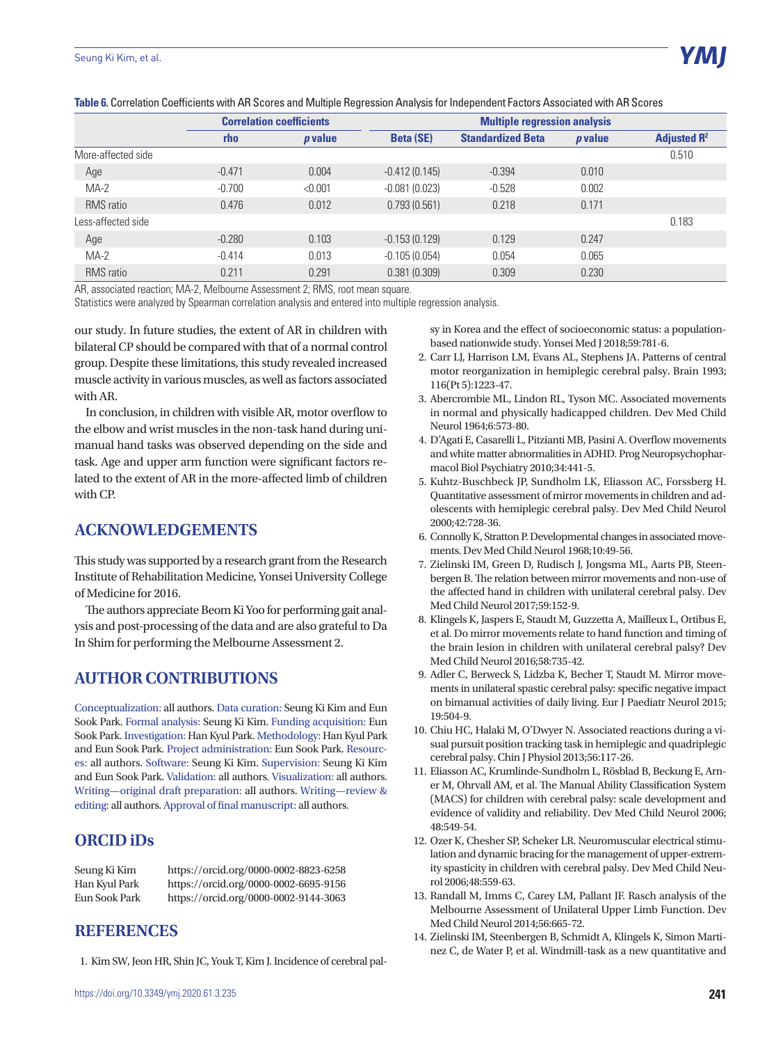**Table 6.** Correlation Coefficients with AR Scores and Multiple Regression Analysis for Independent Factors Associated with AR Scores

| | Correlation coefficients | | Multiple regression analysis | | | |
|---|---|---|---|---|---|---|
| | rho | *p* value | Beta (SE) | Standardized Beta | *p* value | Adjusted $R^2$ |
| More-affected side | | | | | | 0.510 |
| Age | -0.471 | 0.004 | -0.412 (0.145) | -0.394 | 0.010 | |
| MA-2 | -0.700 | <0.001 | -0.081 (0.023) | -0.528 | 0.002 | |
| RMS ratio | 0.476 | 0.012 | 0.793 (0.561) | 0.218 | 0.171 | |
| Less-affected side | | | | | | 0.183 |
| Age | -0.280 | 0.103 | -0.153 (0.129) | 0.129 | 0.247 | |
| MA-2 | -0.414 | 0.013 | -0.105 (0.054) | 0.054 | 0.065 | |
| RMS ratio | 0.211 | 0.291 | 0.381 (0.309) | 0.309 | 0.230 | |

AR, associated reaction; MA-2, Melbourne Assessment 2; RMS, root mean square.
Statistics were analyzed by Spearman correlation analysis and entered into multiple regression analysis.

our study. In future studies, the extent of AR in children with bilateral CP should be compared with that of a normal control group. Despite these limitations, this study revealed increased muscle activity in various muscles, as well as factors associated with AR.

In conclusion, in children with visible AR, motor overflow to the elbow and wrist muscles in the non-task hand during unimanual hand tasks was observed depending on the side and task. Age and upper arm function were significant factors related to the extent of AR in the more-affected limb of children with CP.

## ACKNOWLEDGEMENTS

This study was supported by a research grant from the Research Institute of Rehabilitation Medicine, Yonsei University College of Medicine for 2016.

The authors appreciate Beom Ki Yoo for performing gait analysis and post-processing of the data and are also grateful to Da In Shim for performing the Melbourne Assessment 2.

## AUTHOR CONTRIBUTIONS

Conceptualization: all authors. Data curation: Seung Ki Kim and Eun Sook Park. Formal analysis: Seung Ki Kim. Funding acquisition: Eun Sook Park. Investigation: Han Kyul Park. Methodology: Han Kyul Park and Eun Sook Park. Project administration: Eun Sook Park. Resources: all authors. Software: Seung Ki Kim. Supervision: Seung Ki Kim and Eun Sook Park. Validation: all authors. Visualization: all authors. Writing—original draft preparation: all authors. Writing—review & editing: all authors. Approval of final manuscript: all authors.

## ORCID iDs

Seung Ki Kim https://orcid.org/0000-0002-8823-6258
Han Kyul Park https://orcid.org/0000-0002-6695-9156
Eun Sook Park https://orcid.org/0000-0002-9144-3063

## REFERENCES

1. Kim SW, Jeon HR, Shin JC, Youk T, Kim J. Incidence of cerebral palsy in Korea and the effect of socioeconomic status: a population-based nationwide study. Yonsei Med J 2018;59:781-6.
2. Carr LJ, Harrison LM, Evans AL, Stephens JA. Patterns of central motor reorganization in hemiplegic cerebral palsy. Brain 1993; 116(Pt 5):1223-47.
3. Abercrombie ML, Lindon RL, Tyson MC. Associated movements in normal and physically hadicapped children. Dev Med Child Neurol 1964;6:573-80.
4. D'Agati E, Casarelli L, Pitzianti MB, Pasini A. Overflow movements and white matter abnormalities in ADHD. Prog Neuropsychopharmacol Biol Psychiatry 2010;34:441-5.
5. Kuhtz-Buschbeck JP, Sundholm LK, Eliasson AC, Forssberg H. Quantitative assessment of mirror movements in children and adolescents with hemiplegic cerebral palsy. Dev Med Child Neurol 2000;42:728-36.
6. Connolly K, Stratton P. Developmental changes in associated movements. Dev Med Child Neurol 1968;10:49-56.
7. Zielinski IM, Green D, Rudisch J, Jongsma ML, Aarts PB, Steenbergen B. The relation between mirror movements and non-use of the affected hand in children with unilateral cerebral palsy. Dev Med Child Neurol 2017;59:152-9.
8. Klingels K, Jaspers E, Staudt M, Guzzetta A, Mailleux L, Ortibus E, et al. Do mirror movements relate to hand function and timing of the brain lesion in children with unilateral cerebral palsy? Dev Med Child Neurol 2016;58:735-42.
9. Adler C, Berweck S, Lidzba K, Becher T, Staudt M. Mirror movements in unilateral spastic cerebral palsy: specific negative impact on bimanual activities of daily living. Eur J Paediatr Neurol 2015; 19:504-9.
10. Chiu HC, Halaki M, O'Dwyer N. Associated reactions during a visual pursuit position tracking task in hemiplegic and quadriplegic cerebral palsy. Chin J Physiol 2013;56:117-26.
11. Eliasson AC, Krumlinde-Sundholm L, Rösblad B, Beckung E, Arner M, Ohrvall AM, et al. The Manual Ability Classification System (MACS) for children with cerebral palsy: scale development and evidence of validity and reliability. Dev Med Child Neurol 2006; 48:549-54.
12. Ozer K, Chesher SP, Scheker LR. Neuromuscular electrical stimulation and dynamic bracing for the management of upper-extremity spasticity in children with cerebral palsy. Dev Med Child Neurol 2006;48:559-63.
13. Randall M, Imms C, Carey LM, Pallant JF. Rasch analysis of the Melbourne Assessment of Unilateral Upper Limb Function. Dev Med Child Neurol 2014;56:665-72.
14. Zielinski IM, Steenbergen B, Schmidt A, Klingels K, Simon Martinez C, de Water P, et al. Windmill-task as a new quantitative and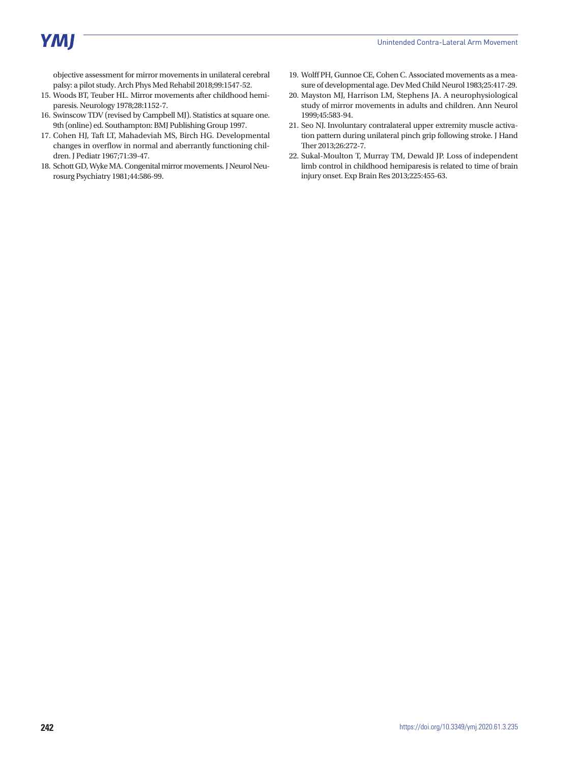objective assessment for mirror movements in unilateral cerebral palsy: a pilot study. Arch Phys Med Rehabil 2018;99:1547-52.

15. Woods BT, Teuber HL. Mirror movements after childhood hemiparesis. Neurology 1978;28:1152-7.
16. Swinscow TDV (revised by Campbell MJ). Statistics at square one. 9th (online) ed. Southampton: BMJ Publishing Group 1997.
17. Cohen HJ, Taft LT, Mahadeviah MS, Birch HG. Developmental changes in overflow in normal and aberrantly functioning children. J Pediatr 1967;71:39-47.
18. Schott GD, Wyke MA. Congenital mirror movements. J Neurol Neurosurg Psychiatry 1981;44:586-99.
19. Wolff PH, Gunnoe CE, Cohen C. Associated movements as a measure of developmental age. Dev Med Child Neurol 1983;25:417-29.
20. Mayston MJ, Harrison LM, Stephens JA. A neurophysiological study of mirror movements in adults and children. Ann Neurol 1999;45:583-94.
21. Seo NJ. Involuntary contralateral upper extremity muscle activation pattern during unilateral pinch grip following stroke. J Hand Ther 2013;26:272-7.
22. Sukal-Moulton T, Murray TM, Dewald JP. Loss of independent limb control in childhood hemiparesis is related to time of brain injury onset. Exp Brain Res 2013;225:455-63.